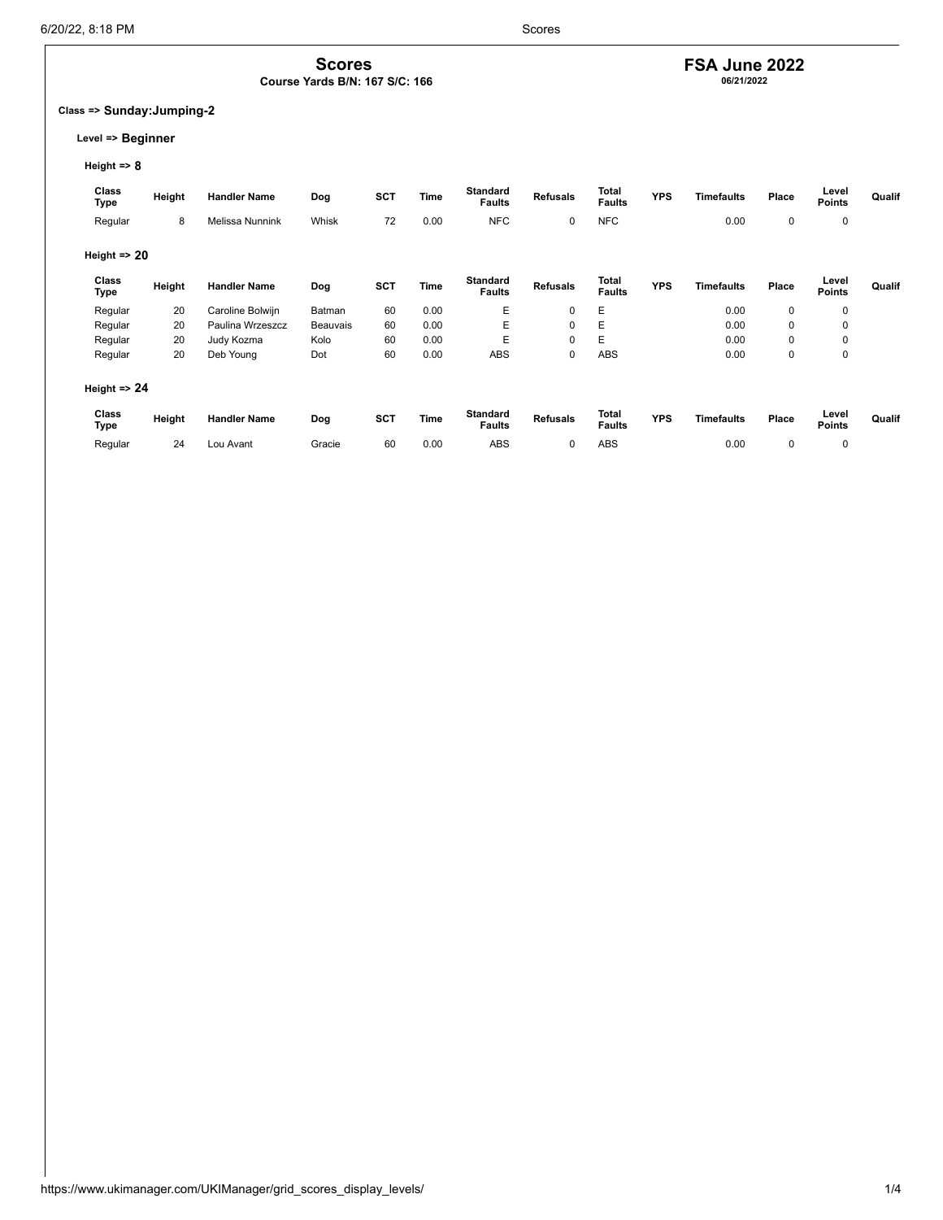# Scores

**Course Yards B/N: 167 S/C: 166**

## FSA June 2022

**06/21/2022**

### Class => Sunday:Jumping-2

#### Level => Beginner

**Height => 8**

| Class Type | Height | Handler Name | Dog | SCT | Time | Standard Faults | Refusals | Total Faults | YPS | Timefaults | Place | Level Points | Qualif |
|---|---|---|---|---|---|---|---|---|---|---|---|---|---|
| Regular | 8 | Melissa Nunnink | Whisk | 72 | 0.00 | NFC | 0 | NFC | | 0.00 | 0 | 0 | |

**Height => 20**

| Class Type | Height | Handler Name | Dog | SCT | Time | Standard Faults | Refusals | Total Faults | YPS | Timefaults | Place | Level Points | Qualif |
|---|---|---|---|---|---|---|---|---|---|---|---|---|---|
| Regular | 20 | Caroline Bolwijn | Batman | 60 | 0.00 | E | 0 | E | | 0.00 | 0 | 0 | |
| Regular | 20 | Paulina Wrzeszcz | Beauvais | 60 | 0.00 | E | 0 | E | | 0.00 | 0 | 0 | |
| Regular | 20 | Judy Kozma | Kolo | 60 | 0.00 | E | 0 | E | | 0.00 | 0 | 0 | |
| Regular | 20 | Deb Young | Dot | 60 | 0.00 | ABS | 0 | ABS | | 0.00 | 0 | 0 | |

**Height => 24**

| Class Type | Height | Handler Name | Dog | SCT | Time | Standard Faults | Refusals | Total Faults | YPS | Timefaults | Place | Level Points | Qualif |
|---|---|---|---|---|---|---|---|---|---|---|---|---|---|
| Regular | 24 | Lou Avant | Gracie | 60 | 0.00 | ABS | 0 | ABS | | 0.00 | 0 | 0 | |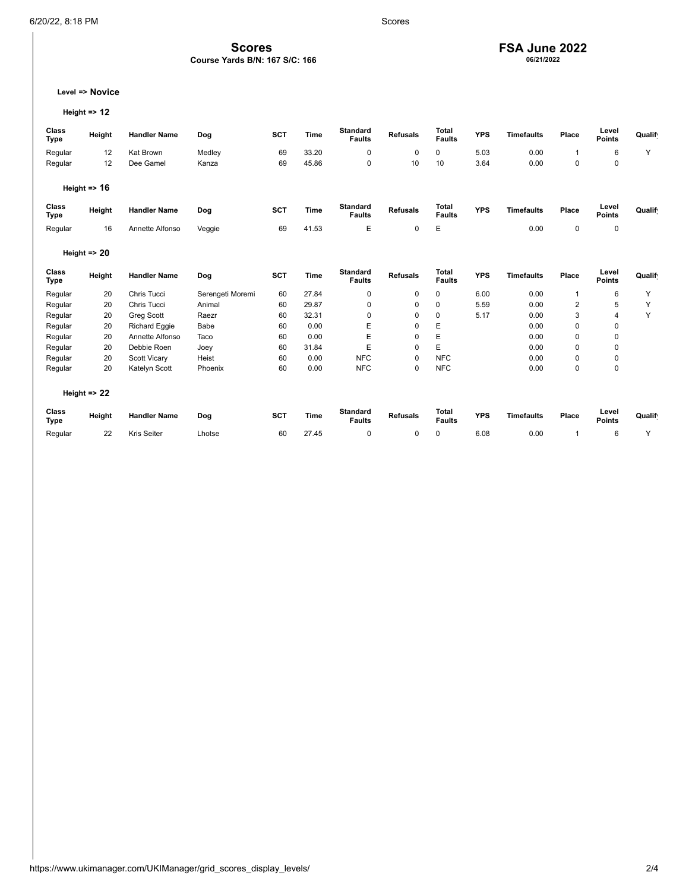# Scores

**Course Yards B/N: 167 S/C: 166**

## FSA June 2022

**06/21/2022**

**Level => Novice**

**Height => 12**

| Class Type | Height | Handler Name | Dog | SCT | Time | Standard Faults | Refusals | Total Faults | YPS | Timefaults | Place | Level Points | Qualify |
|---|---|---|---|---|---|---|---|---|---|---|---|---|---|
| Regular | 12 | Kat Brown | Medley | 69 | 33.20 | 0 | 0 | 0 | 5.03 | 0.00 | 1 | 6 | Y |
| Regular | 12 | Dee Gamel | Kanza | 69 | 45.86 | 0 | 10 | 10 | 3.64 | 0.00 | 0 | 0 | |

**Height => 16**

| Class Type | Height | Handler Name | Dog | SCT | Time | Standard Faults | Refusals | Total Faults | YPS | Timefaults | Place | Level Points | Qualify |
|---|---|---|---|---|---|---|---|---|---|---|---|---|---|
| Regular | 16 | Annette Alfonso | Veggie | 69 | 41.53 | E | 0 | E | | 0.00 | 0 | 0 | |

**Height => 20**

| Class Type | Height | Handler Name | Dog | SCT | Time | Standard Faults | Refusals | Total Faults | YPS | Timefaults | Place | Level Points | Qualify |
|---|---|---|---|---|---|---|---|---|---|---|---|---|---|
| Regular | 20 | Chris Tucci | Serengeti Moremi | 60 | 27.84 | 0 | 0 | 0 | 6.00 | 0.00 | 1 | 6 | Y |
| Regular | 20 | Chris Tucci | Animal | 60 | 29.87 | 0 | 0 | 0 | 5.59 | 0.00 | 2 | 5 | Y |
| Regular | 20 | Greg Scott | Raezr | 60 | 32.31 | 0 | 0 | 0 | 5.17 | 0.00 | 3 | 4 | Y |
| Regular | 20 | Richard Eggie | Babe | 60 | 0.00 | E | 0 | E | | 0.00 | 0 | 0 | |
| Regular | 20 | Annette Alfonso | Taco | 60 | 0.00 | E | 0 | E | | 0.00 | 0 | 0 | |
| Regular | 20 | Debbie Roen | Joey | 60 | 31.84 | E | 0 | E | | 0.00 | 0 | 0 | |
| Regular | 20 | Scott Vicary | Heist | 60 | 0.00 | NFC | 0 | NFC | | 0.00 | 0 | 0 | |
| Regular | 20 | Katelyn Scott | Phoenix | 60 | 0.00 | NFC | 0 | NFC | | 0.00 | 0 | 0 | |

**Height => 22**

| Class Type | Height | Handler Name | Dog | SCT | Time | Standard Faults | Refusals | Total Faults | YPS | Timefaults | Place | Level Points | Qualify |
|---|---|---|---|---|---|---|---|---|---|---|---|---|---|
| Regular | 22 | Kris Seiter | Lhotse | 60 | 27.45 | 0 | 0 | 0 | 6.08 | 0.00 | 1 | 6 | Y |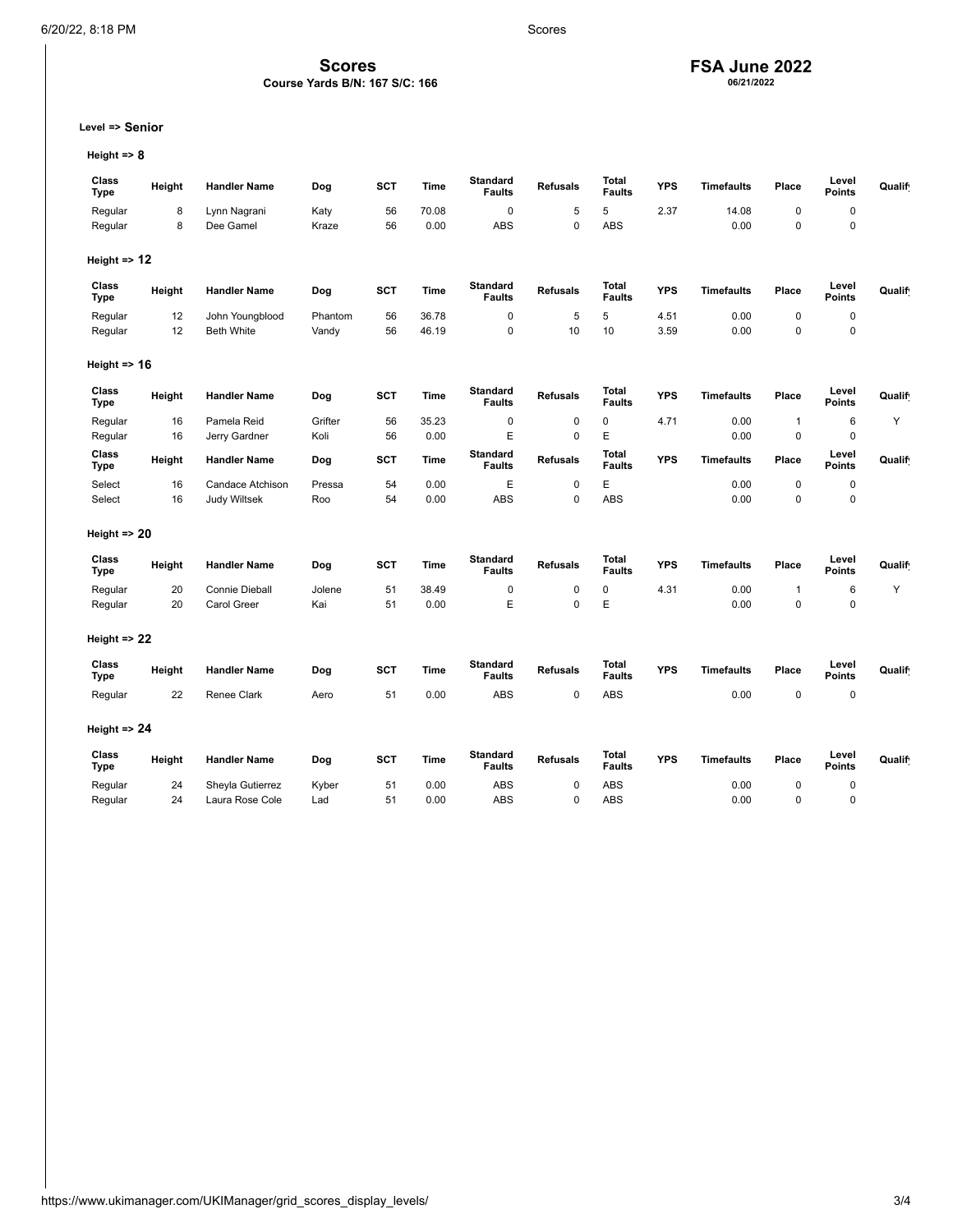# Scores

**Course Yards B/N: 167 S/C: 166**

## FSA June 2022

06/21/2022

**Level => Senior**

### Height => 8

| Class Type | Height | Handler Name | Dog | SCT | Time | Standard Faults | Refusals | Total Faults | YPS | Timefaults | Place | Level Points | Qualify |
|---|---|---|---|---|---|---|---|---|---|---|---|---|---|
| Regular | 8 | Lynn Nagrani | Katy | 56 | 70.08 | 0 | 5 | 5 | 2.37 | 14.08 | 0 | 0 | |
| Regular | 8 | Dee Gamel | Kraze | 56 | 0.00 | ABS | 0 | ABS | | 0.00 | 0 | 0 | |

### Height => 12

| Class Type | Height | Handler Name | Dog | SCT | Time | Standard Faults | Refusals | Total Faults | YPS | Timefaults | Place | Level Points | Qualify |
|---|---|---|---|---|---|---|---|---|---|---|---|---|---|
| Regular | 12 | John Youngblood | Phantom | 56 | 36.78 | 0 | 5 | 5 | 4.51 | 0.00 | 0 | 0 | |
| Regular | 12 | Beth White | Vandy | 56 | 46.19 | 0 | 10 | 10 | 3.59 | 0.00 | 0 | 0 | |

### Height => 16

| Class Type | Height | Handler Name | Dog | SCT | Time | Standard Faults | Refusals | Total Faults | YPS | Timefaults | Place | Level Points | Qualify |
|---|---|---|---|---|---|---|---|---|---|---|---|---|---|
| Regular | 16 | Pamela Reid | Grifter | 56 | 35.23 | 0 | 0 | 0 | 4.71 | 0.00 | 1 | 6 | Y |
| Regular | 16 | Jerry Gardner | Koli | 56 | 0.00 | E | 0 | E | | 0.00 | 0 | 0 | |

| Class Type | Height | Handler Name | Dog | SCT | Time | Standard Faults | Refusals | Total Faults | YPS | Timefaults | Place | Level Points | Qualify |
|---|---|---|---|---|---|---|---|---|---|---|---|---|---|
| Select | 16 | Candace Atchison | Pressa | 54 | 0.00 | E | 0 | E | | 0.00 | 0 | 0 | |
| Select | 16 | Judy Wiltsek | Roo | 54 | 0.00 | ABS | 0 | ABS | | 0.00 | 0 | 0 | |

### Height => 20

| Class Type | Height | Handler Name | Dog | SCT | Time | Standard Faults | Refusals | Total Faults | YPS | Timefaults | Place | Level Points | Qualify |
|---|---|---|---|---|---|---|---|---|---|---|---|---|---|
| Regular | 20 | Connie Dieball | Jolene | 51 | 38.49 | 0 | 0 | 0 | 4.31 | 0.00 | 1 | 6 | Y |
| Regular | 20 | Carol Greer | Kai | 51 | 0.00 | E | 0 | E | | 0.00 | 0 | 0 | |

### Height => 22

| Class Type | Height | Handler Name | Dog | SCT | Time | Standard Faults | Refusals | Total Faults | YPS | Timefaults | Place | Level Points | Qualify |
|---|---|---|---|---|---|---|---|---|---|---|---|---|---|
| Regular | 22 | Renee Clark | Aero | 51 | 0.00 | ABS | 0 | ABS | | 0.00 | 0 | 0 | |

### Height => 24

| Class Type | Height | Handler Name | Dog | SCT | Time | Standard Faults | Refusals | Total Faults | YPS | Timefaults | Place | Level Points | Qualify |
|---|---|---|---|---|---|---|---|---|---|---|---|---|---|
| Regular | 24 | Sheyla Gutierrez | Kyber | 51 | 0.00 | ABS | 0 | ABS | | 0.00 | 0 | 0 | |
| Regular | 24 | Laura Rose Cole | Lad | 51 | 0.00 | ABS | 0 | ABS | | 0.00 | 0 | 0 | |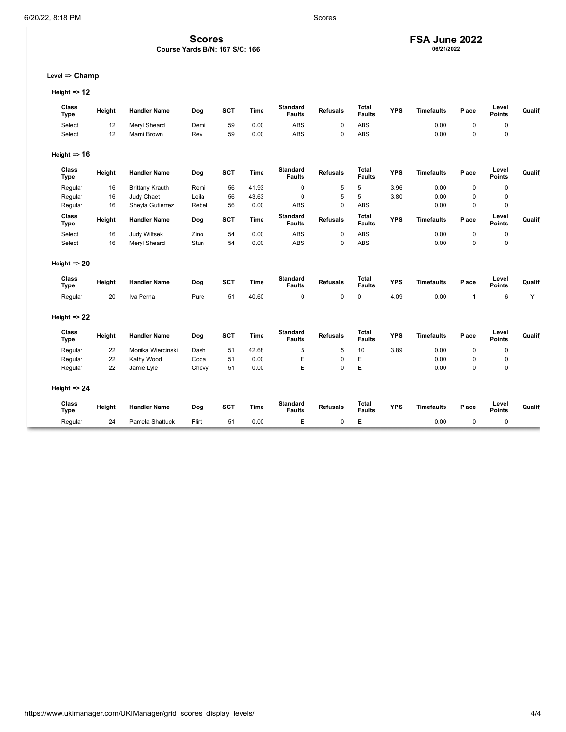# Scores

**Course Yards B/N: 167 S/C: 166**

## FSA June 2022

**06/21/2022**

**Level => Champ**

**Height => 12**

| Class Type | Height | Handler Name | Dog | SCT | Time | Standard Faults | Refusals | Total Faults | YPS | Timefaults | Place | Level Points | Qualify |
|---|---|---|---|---|---|---|---|---|---|---|---|---|---|
| Select | 12 | Meryl Sheard | Demi | 59 | 0.00 | ABS | 0 | ABS | | 0.00 | 0 | 0 | |
| Select | 12 | Marni Brown | Rev | 59 | 0.00 | ABS | 0 | ABS | | 0.00 | 0 | 0 | |

**Height => 16**

| Class Type | Height | Handler Name | Dog | SCT | Time | Standard Faults | Refusals | Total Faults | YPS | Timefaults | Place | Level Points | Qualify |
|---|---|---|---|---|---|---|---|---|---|---|---|---|---|
| Regular | 16 | Brittany Krauth | Remi | 56 | 41.93 | 0 | 5 | 5 | 3.96 | 0.00 | 0 | 0 | |
| Regular | 16 | Judy Chaet | Leila | 56 | 43.63 | 0 | 5 | 5 | 3.80 | 0.00 | 0 | 0 | |
| Regular | 16 | Sheyla Gutierrez | Rebel | 56 | 0.00 | ABS | 0 | ABS | | 0.00 | 0 | 0 | |

| Class Type | Height | Handler Name | Dog | SCT | Time | Standard Faults | Refusals | Total Faults | YPS | Timefaults | Place | Level Points | Qualify |
|---|---|---|---|---|---|---|---|---|---|---|---|---|---|
| Select | 16 | Judy Wiltsek | Zino | 54 | 0.00 | ABS | 0 | ABS | | 0.00 | 0 | 0 | |
| Select | 16 | Meryl Sheard | Stun | 54 | 0.00 | ABS | 0 | ABS | | 0.00 | 0 | 0 | |

**Height => 20**

| Class Type | Height | Handler Name | Dog | SCT | Time | Standard Faults | Refusals | Total Faults | YPS | Timefaults | Place | Level Points | Qualify |
|---|---|---|---|---|---|---|---|---|---|---|---|---|---|
| Regular | 20 | Iva Perna | Pure | 51 | 40.60 | 0 | 0 | 0 | 4.09 | 0.00 | 1 | 6 | Y |

**Height => 22**

| Class Type | Height | Handler Name | Dog | SCT | Time | Standard Faults | Refusals | Total Faults | YPS | Timefaults | Place | Level Points | Qualify |
|---|---|---|---|---|---|---|---|---|---|---|---|---|---|
| Regular | 22 | Monika Wiercinski | Dash | 51 | 42.68 | 5 | 5 | 10 | 3.89 | 0.00 | 0 | 0 | |
| Regular | 22 | Kathy Wood | Coda | 51 | 0.00 | E | 0 | E | | 0.00 | 0 | 0 | |
| Regular | 22 | Jamie Lyle | Chevy | 51 | 0.00 | E | 0 | E | | 0.00 | 0 | 0 | |

**Height => 24**

| Class Type | Height | Handler Name | Dog | SCT | Time | Standard Faults | Refusals | Total Faults | YPS | Timefaults | Place | Level Points | Qualify |
|---|---|---|---|---|---|---|---|---|---|---|---|---|---|
| Regular | 24 | Pamela Shattuck | Flirt | 51 | 0.00 | E | 0 | E | | 0.00 | 0 | 0 | |